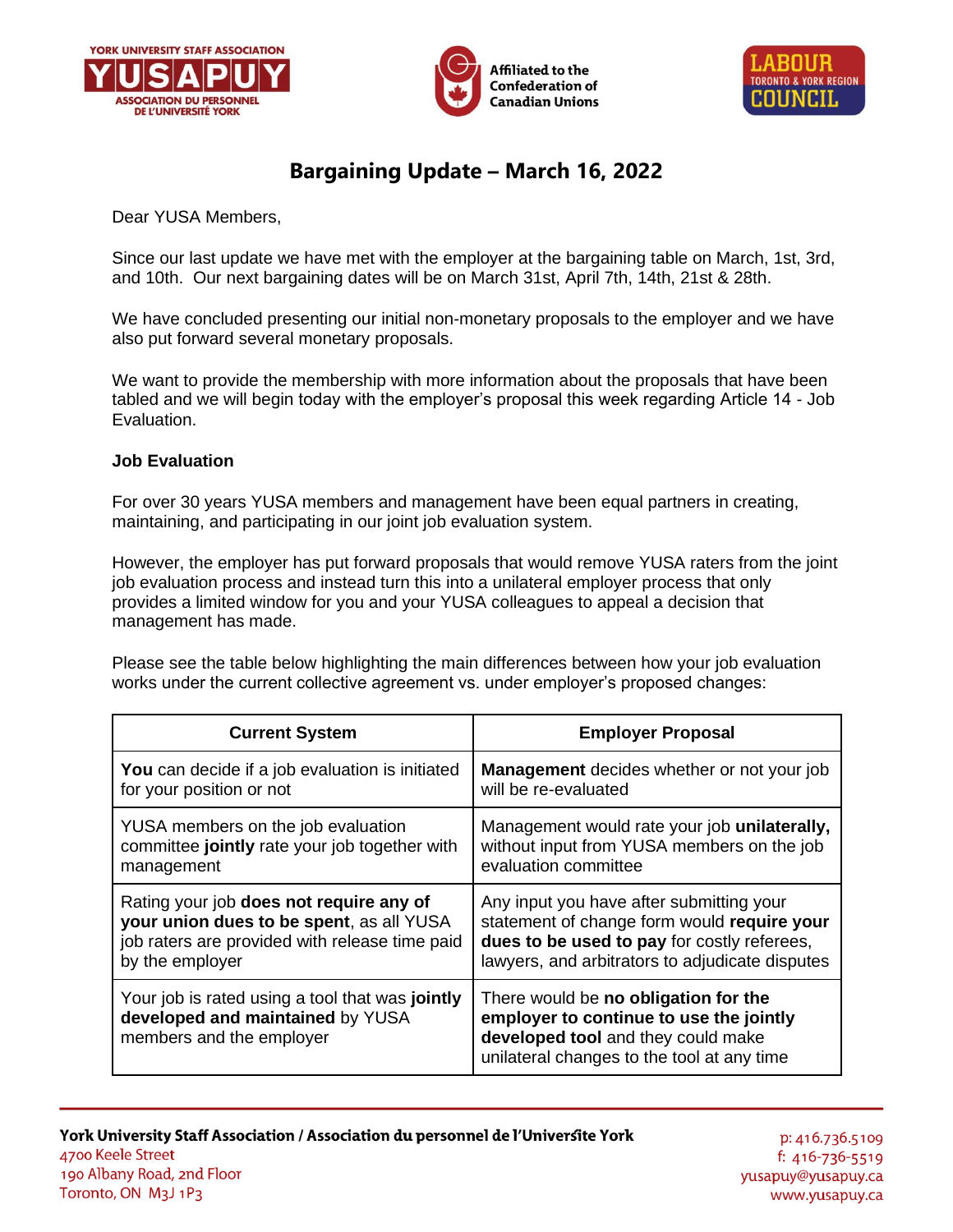# Bargaining Update – March 16, 2022

Dear YUSA Members,

Since our last update we have met with the employer at the bargaining table on March, 1st, 3rd, and 10th. Our next bargaining dates will be on March 31st, April 7th, 14th, 21st & 28th.

We have concluded presenting our initial non-monetary proposals to the employer and we have also put forward several monetary proposals.

We want to provide the membership with more information about the proposals that have been tabled and we will begin today with the employer's proposal this week regarding Article 14 - Job Evaluation.

**Job Evaluation**

For over 30 years YUSA members and management have been equal partners in creating, maintaining, and participating in our joint job evaluation system.

However, the employer has put forward proposals that would remove YUSA raters from the joint job evaluation process and instead turn this into a unilateral employer process that only provides a limited window for you and your YUSA colleagues to appeal a decision that management has made.

Please see the table below highlighting the main differences between how your job evaluation works under the current collective agreement vs. under employer's proposed changes:

| Current System | Employer Proposal |
|---|---|
| **You** can decide if a job evaluation is initiated for your position or not | **Management** decides whether or not your job will be re-evaluated |
| YUSA members on the job evaluation committee **jointly** rate your job together with management | Management would rate your job **unilaterally,** without input from YUSA members on the job evaluation committee |
| Rating your job **does not require any of your union dues to be spent**, as all YUSA job raters are provided with release time paid by the employer | Any input you have after submitting your statement of change form would **require your dues to be used to pay** for costly referees, lawyers, and arbitrators to adjudicate disputes |
| Your job is rated using a tool that was **jointly developed and maintained** by YUSA members and the employer | There would be **no obligation for the employer to continue to use the jointly developed tool** and they could make unilateral changes to the tool at any time |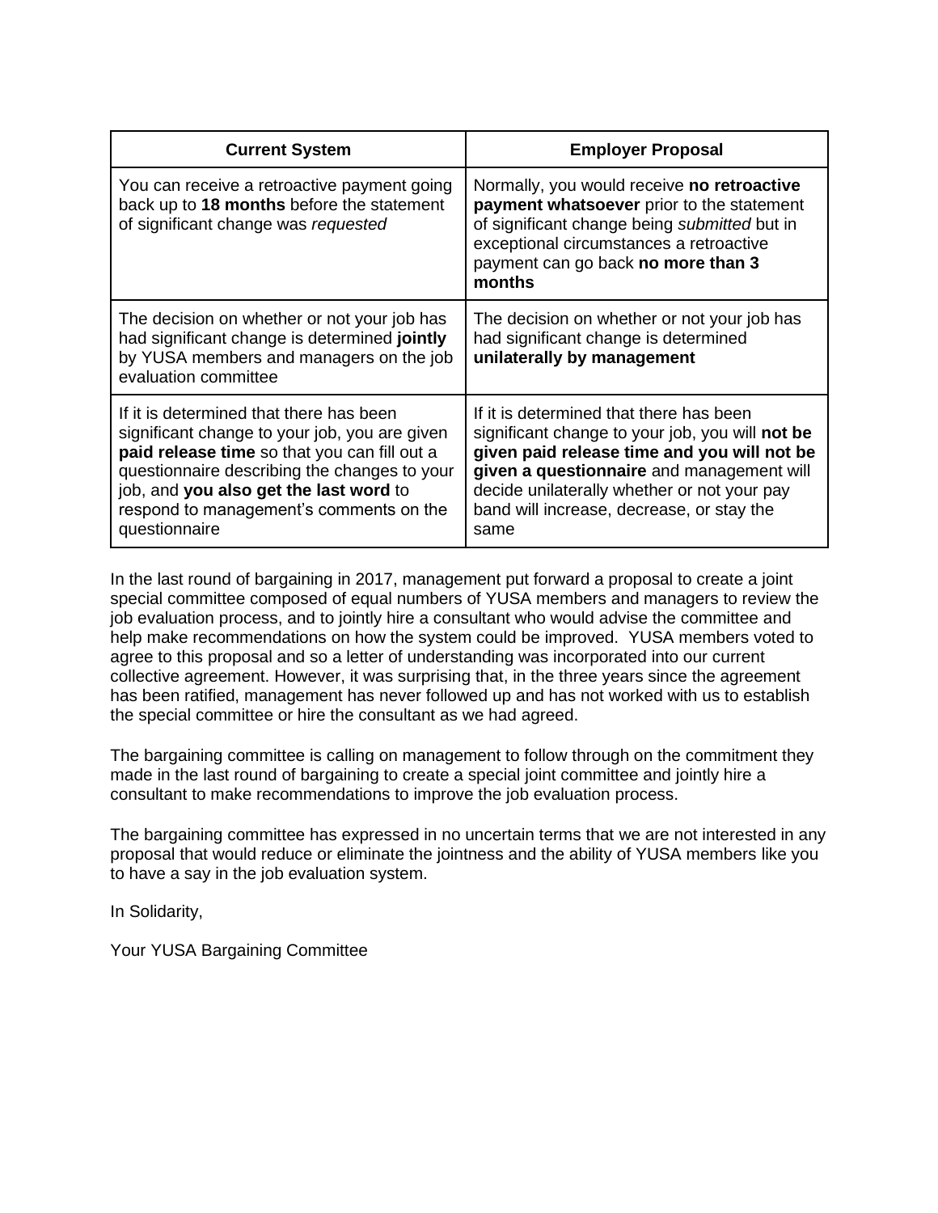| Current System | Employer Proposal |
| --- | --- |
| You can receive a retroactive payment going back up to **18 months** before the statement of significant change was *requested* | Normally, you would receive **no retroactive payment whatsoever** prior to the statement of significant change being *submitted* but in exceptional circumstances a retroactive payment can go back **no more than 3 months** |
| The decision on whether or not your job has had significant change is determined **jointly** by YUSA members and managers on the job evaluation committee | The decision on whether or not your job has had significant change is determined **unilaterally by management** |
| If it is determined that there has been significant change to your job, you are given **paid release time** so that you can fill out a questionnaire describing the changes to your job, and **you also get the last word** to respond to management's comments on the questionnaire | If it is determined that there has been significant change to your job, you will **not be given paid release time and you will not be given a questionnaire** and management will decide unilaterally whether or not your pay band will increase, decrease, or stay the same |

In the last round of bargaining in 2017, management put forward a proposal to create a joint special committee composed of equal numbers of YUSA members and managers to review the job evaluation process, and to jointly hire a consultant who would advise the committee and help make recommendations on how the system could be improved. YUSA members voted to agree to this proposal and so a letter of understanding was incorporated into our current collective agreement. However, it was surprising that, in the three years since the agreement has been ratified, management has never followed up and has not worked with us to establish the special committee or hire the consultant as we had agreed.

The bargaining committee is calling on management to follow through on the commitment they made in the last round of bargaining to create a special joint committee and jointly hire a consultant to make recommendations to improve the job evaluation process.

The bargaining committee has expressed in no uncertain terms that we are not interested in any proposal that would reduce or eliminate the jointness and the ability of YUSA members like you to have a say in the job evaluation system.

In Solidarity,

Your YUSA Bargaining Committee